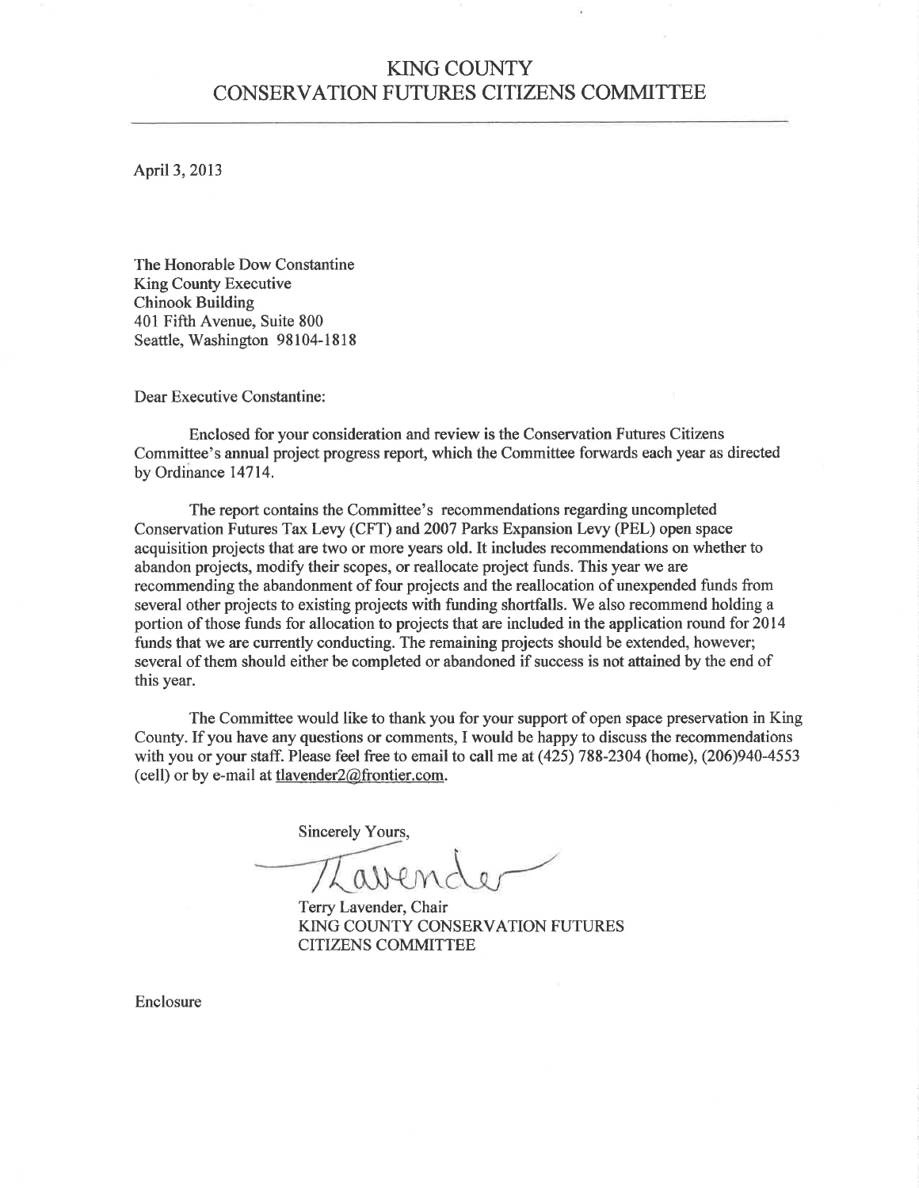# KING COUNTY
# CONSERVATION FUTURES CITIZENS COMMITTEE

April 3, 2013

The Honorable Dow Constantine
King County Executive
Chinook Building
401 Fifth Avenue, Suite 800
Seattle, Washington 98104-1818

Dear Executive Constantine:

Enclosed for your consideration and review is the Conservation Futures Citizens Committee's annual project progress report, which the Committee forwards each year as directed by Ordinance 14714.

The report contains the Committee's recommendations regarding uncompleted Conservation Futures Tax Levy (CFT) and 2007 Parks Expansion Levy (PEL) open space acquisition projects that are two or more years old. It includes recommendations on whether to abandon projects, modify their scopes, or reallocate project funds. This year we are recommending the abandonment of four projects and the reallocation of unexpended funds from several other projects to existing projects with funding shortfalls. We also recommend holding a portion of those funds for allocation to projects that are included in the application round for 2014 funds that we are currently conducting. The remaining projects should be extended, however; several of them should either be completed or abandoned if success is not attained by the end of this year.

The Committee would like to thank you for your support of open space preservation in King County. If you have any questions or comments, I would be happy to discuss the recommendations with you or your staff. Please feel free to email to call me at (425) 788-2304 (home), (206)940-4553 (cell) or by e-mail at tlavender2@frontier.com.

Sincerely Yours,

T Lavender

Terry Lavender, Chair
KING COUNTY CONSERVATION FUTURES CITIZENS COMMITTEE

Enclosure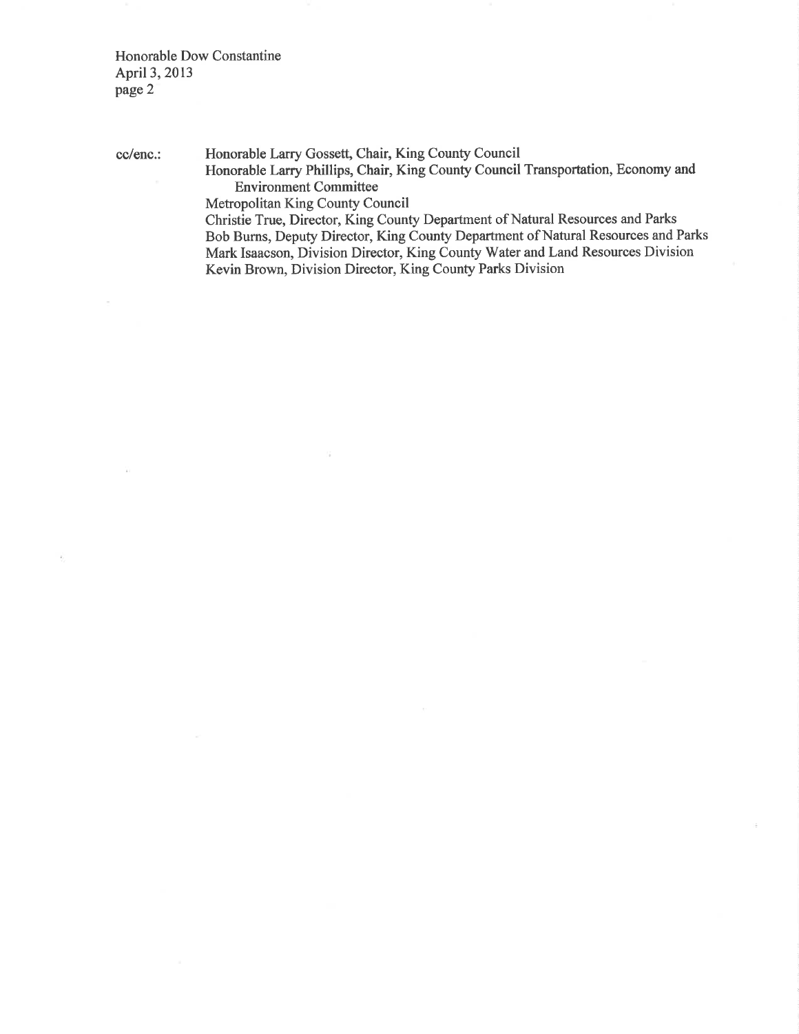cc/enc.: Honorable Larry Gossett, Chair, King County Council
Honorable Larry Phillips, Chair, King County Council Transportation, Economy and Environment Committee
Metropolitan King County Council
Christie True, Director, King County Department of Natural Resources and Parks
Bob Burns, Deputy Director, King County Department of Natural Resources and Parks
Mark Isaacson, Division Director, King County Water and Land Resources Division
Kevin Brown, Division Director, King County Parks Division